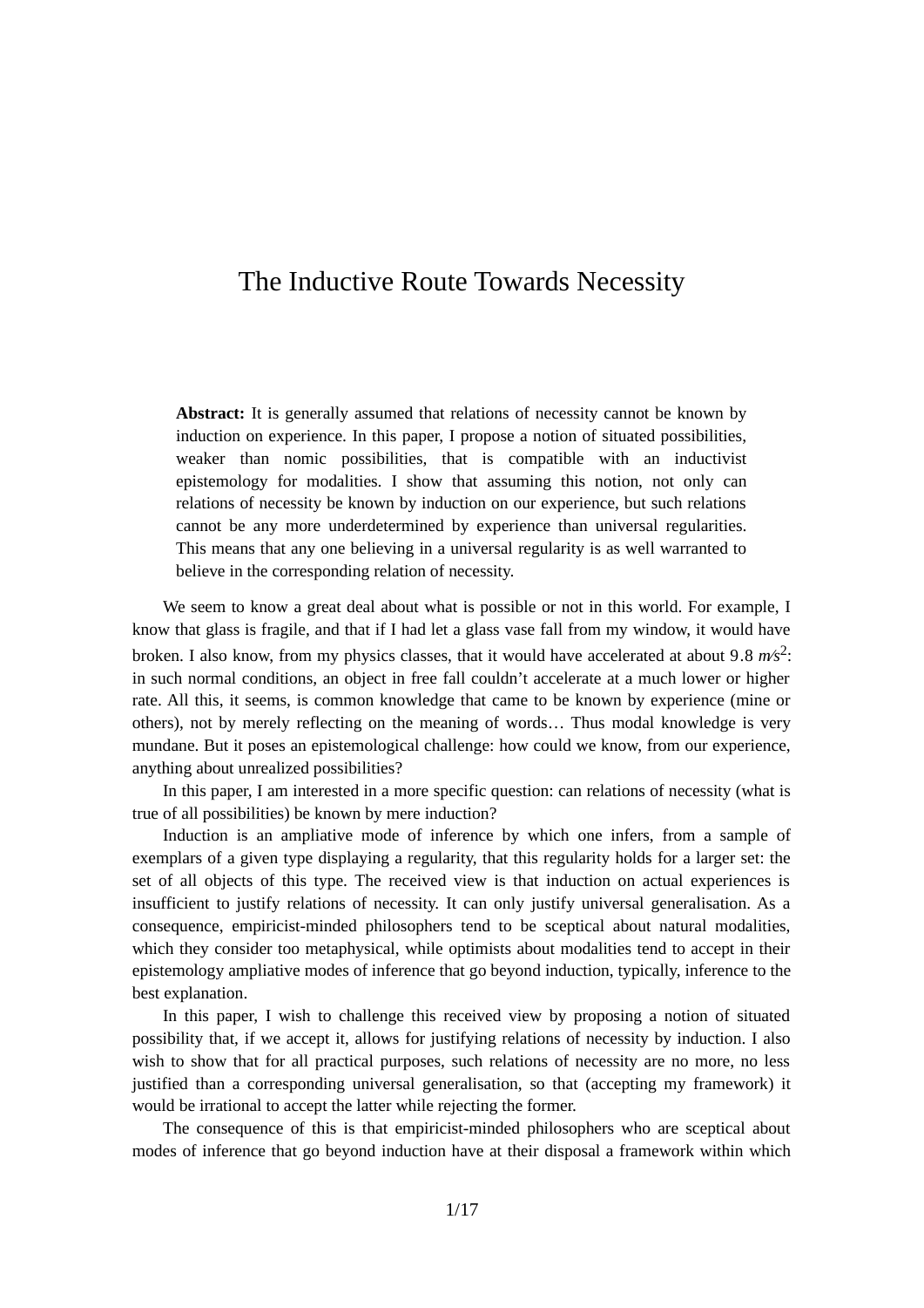# The Inductive Route Towards Necessity

**Abstract:** It is generally assumed that relations of necessity cannot be known by induction on experience. In this paper, I propose a notion of situated possibilities, weaker than nomic possibilities, that is compatible with an inductivist epistemology for modalities. I show that assuming this notion, not only can relations of necessity be known by induction on our experience, but such relations cannot be any more underdetermined by experience than universal regularities. This means that any one believing in a universal regularity is as well warranted to believe in the corresponding relation of necessity.

We seem to know a great deal about what is possible or not in this world. For example, I know that glass is fragile, and that if I had let a glass vase fall from my window, it would have broken. I also know, from my physics classes, that it would have accelerated at about $9.8\ m/s^2$: in such normal conditions, an object in free fall couldn't accelerate at a much lower or higher rate. All this, it seems, is common knowledge that came to be known by experience (mine or others), not by merely reflecting on the meaning of words… Thus modal knowledge is very mundane. But it poses an epistemological challenge: how could we know, from our experience, anything about unrealized possibilities?

In this paper, I am interested in a more specific question: can relations of necessity (what is true of all possibilities) be known by mere induction?

Induction is an ampliative mode of inference by which one infers, from a sample of exemplars of a given type displaying a regularity, that this regularity holds for a larger set: the set of all objects of this type. The received view is that induction on actual experiences is insufficient to justify relations of necessity. It can only justify universal generalisation. As a consequence, empiricist-minded philosophers tend to be sceptical about natural modalities, which they consider too metaphysical, while optimists about modalities tend to accept in their epistemology ampliative modes of inference that go beyond induction, typically, inference to the best explanation.

In this paper, I wish to challenge this received view by proposing a notion of situated possibility that, if we accept it, allows for justifying relations of necessity by induction. I also wish to show that for all practical purposes, such relations of necessity are no more, no less justified than a corresponding universal generalisation, so that (accepting my framework) it would be irrational to accept the latter while rejecting the former.

The consequence of this is that empiricist-minded philosophers who are sceptical about modes of inference that go beyond induction have at their disposal a framework within which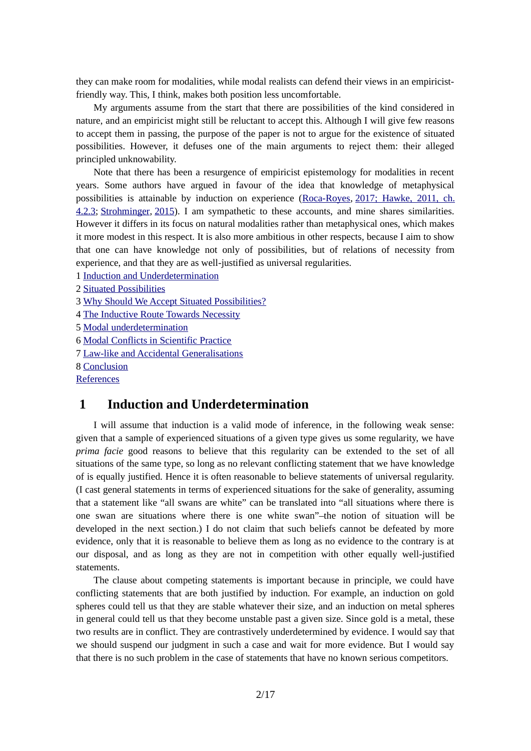they can make room for modalities, while modal realists can defend their views in an empiricist-friendly way. This, I think, makes both position less uncomfortable.

My arguments assume from the start that there are possibilities of the kind considered in nature, and an empiricist might still be reluctant to accept this. Although I will give few reasons to accept them in passing, the purpose of the paper is not to argue for the existence of situated possibilities. However, it defuses one of the main arguments to reject them: their alleged principled unknowability.

Note that there has been a resurgence of empiricist epistemology for modalities in recent years. Some authors have argued in favour of the idea that knowledge of metaphysical possibilities is attainable by induction on experience (Roca-Royes, 2017; Hawke, 2011, ch. 4.2.3; Strohminger, 2015). I am sympathetic to these accounts, and mine shares similarities. However it differs in its focus on natural modalities rather than metaphysical ones, which makes it more modest in this respect. It is also more ambitious in other respects, because I aim to show that one can have knowledge not only of possibilities, but of relations of necessity from experience, and that they are as well-justified as universal regularities.

1 Induction and Underdetermination
2 Situated Possibilities
3 Why Should We Accept Situated Possibilities?
4 The Inductive Route Towards Necessity
5 Modal underdetermination
6 Modal Conflicts in Scientific Practice
7 Law-like and Accidental Generalisations
8 Conclusion
References

## 1 Induction and Underdetermination

I will assume that induction is a valid mode of inference, in the following weak sense: given that a sample of experienced situations of a given type gives us some regularity, we have *prima facie* good reasons to believe that this regularity can be extended to the set of all situations of the same type, so long as no relevant conflicting statement that we have knowledge of is equally justified. Hence it is often reasonable to believe statements of universal regularity. (I cast general statements in terms of experienced situations for the sake of generality, assuming that a statement like "all swans are white" can be translated into "all situations where there is one swan are situations where there is one white swan"–the notion of situation will be developed in the next section.) I do not claim that such beliefs cannot be defeated by more evidence, only that it is reasonable to believe them as long as no evidence to the contrary is at our disposal, and as long as they are not in competition with other equally well-justified statements.

The clause about competing statements is important because in principle, we could have conflicting statements that are both justified by induction. For example, an induction on gold spheres could tell us that they are stable whatever their size, and an induction on metal spheres in general could tell us that they become unstable past a given size. Since gold is a metal, these two results are in conflict. They are contrastively underdetermined by evidence. I would say that we should suspend our judgment in such a case and wait for more evidence. But I would say that there is no such problem in the case of statements that have no known serious competitors.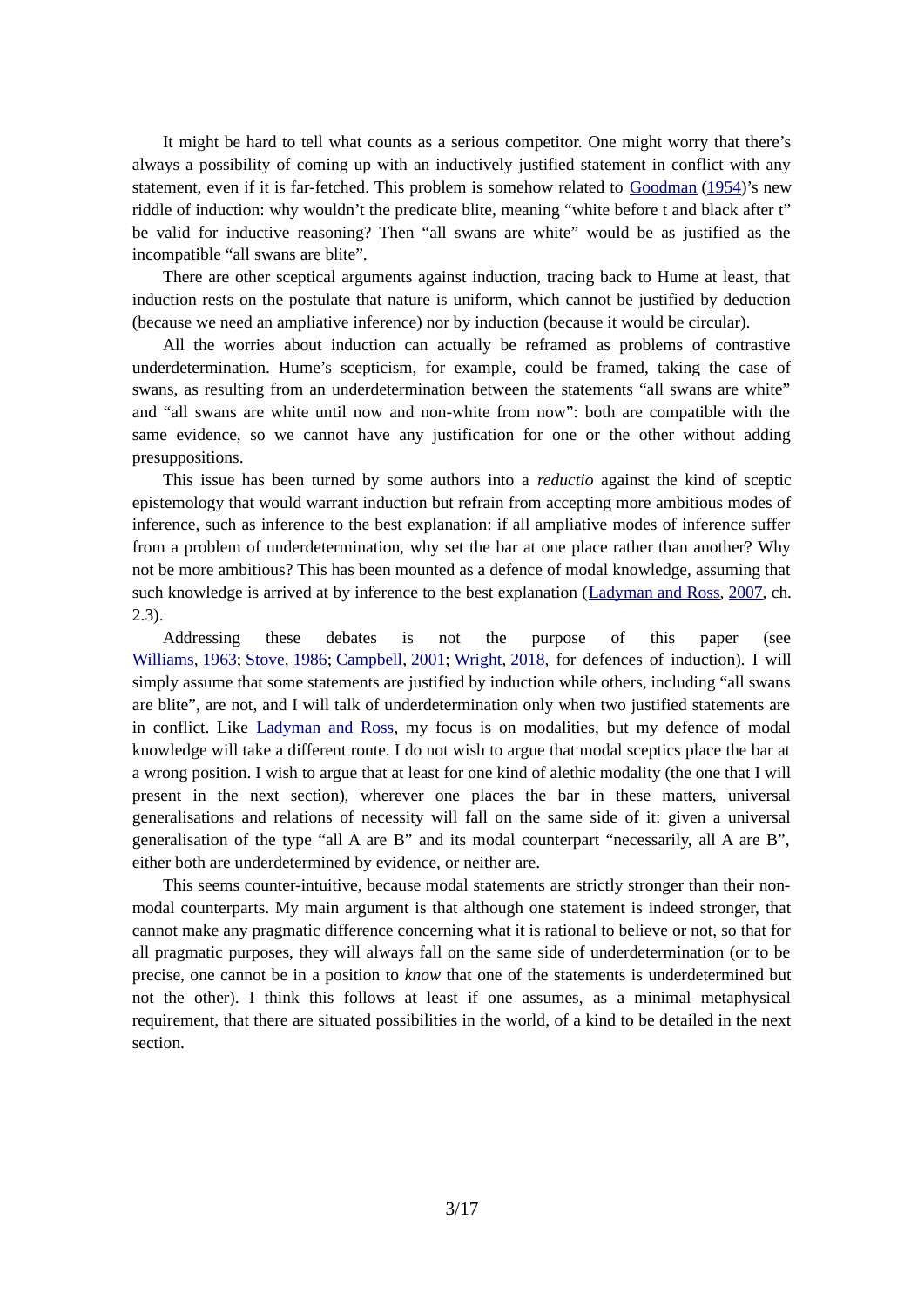It might be hard to tell what counts as a serious competitor. One might worry that there's always a possibility of coming up with an inductively justified statement in conflict with any statement, even if it is far-fetched. This problem is somehow related to Goodman (1954)'s new riddle of induction: why wouldn't the predicate blite, meaning "white before t and black after t" be valid for inductive reasoning? Then "all swans are white" would be as justified as the incompatible "all swans are blite".

There are other sceptical arguments against induction, tracing back to Hume at least, that induction rests on the postulate that nature is uniform, which cannot be justified by deduction (because we need an ampliative inference) nor by induction (because it would be circular).

All the worries about induction can actually be reframed as problems of contrastive underdetermination. Hume's scepticism, for example, could be framed, taking the case of swans, as resulting from an underdetermination between the statements "all swans are white" and "all swans are white until now and non-white from now": both are compatible with the same evidence, so we cannot have any justification for one or the other without adding presuppositions.

This issue has been turned by some authors into a *reductio* against the kind of sceptic epistemology that would warrant induction but refrain from accepting more ambitious modes of inference, such as inference to the best explanation: if all ampliative modes of inference suffer from a problem of underdetermination, why set the bar at one place rather than another? Why not be more ambitious? This has been mounted as a defence of modal knowledge, assuming that such knowledge is arrived at by inference to the best explanation (Ladyman and Ross, 2007, ch. 2.3).

Addressing these debates is not the purpose of this paper (see Williams, 1963; Stove, 1986; Campbell, 2001; Wright, 2018, for defences of induction). I will simply assume that some statements are justified by induction while others, including "all swans are blite", are not, and I will talk of underdetermination only when two justified statements are in conflict. Like Ladyman and Ross, my focus is on modalities, but my defence of modal knowledge will take a different route. I do not wish to argue that modal sceptics place the bar at a wrong position. I wish to argue that at least for one kind of alethic modality (the one that I will present in the next section), wherever one places the bar in these matters, universal generalisations and relations of necessity will fall on the same side of it: given a universal generalisation of the type "all A are B" and its modal counterpart "necessarily, all A are B", either both are underdetermined by evidence, or neither are.

This seems counter-intuitive, because modal statements are strictly stronger than their non-modal counterparts. My main argument is that although one statement is indeed stronger, that cannot make any pragmatic difference concerning what it is rational to believe or not, so that for all pragmatic purposes, they will always fall on the same side of underdetermination (or to be precise, one cannot be in a position to *know* that one of the statements is underdetermined but not the other). I think this follows at least if one assumes, as a minimal metaphysical requirement, that there are situated possibilities in the world, of a kind to be detailed in the next section.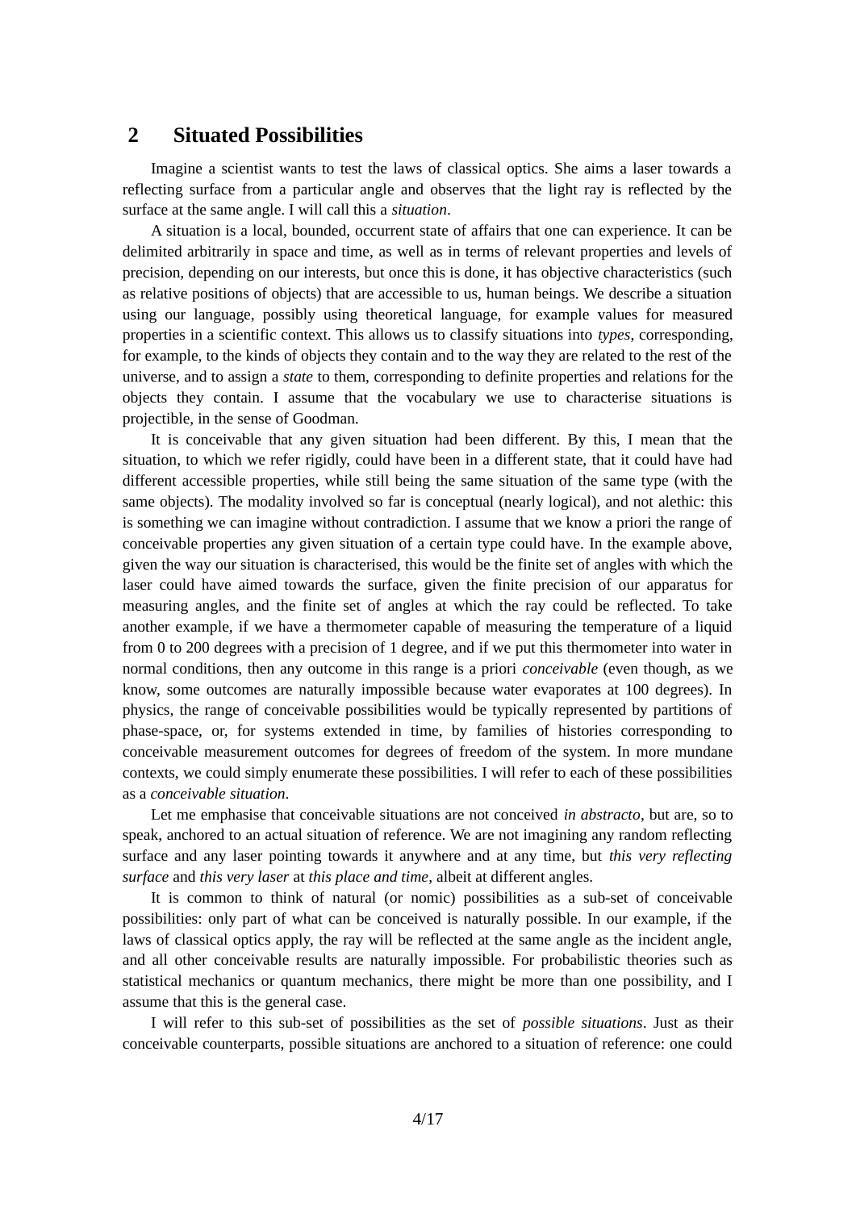## 2 Situated Possibilities

Imagine a scientist wants to test the laws of classical optics. She aims a laser towards a reflecting surface from a particular angle and observes that the light ray is reflected by the surface at the same angle. I will call this a *situation*.

A situation is a local, bounded, occurrent state of affairs that one can experience. It can be delimited arbitrarily in space and time, as well as in terms of relevant properties and levels of precision, depending on our interests, but once this is done, it has objective characteristics (such as relative positions of objects) that are accessible to us, human beings. We describe a situation using our language, possibly using theoretical language, for example values for measured properties in a scientific context. This allows us to classify situations into *types*, corresponding, for example, to the kinds of objects they contain and to the way they are related to the rest of the universe, and to assign a *state* to them, corresponding to definite properties and relations for the objects they contain. I assume that the vocabulary we use to characterise situations is projectible, in the sense of Goodman.

It is conceivable that any given situation had been different. By this, I mean that the situation, to which we refer rigidly, could have been in a different state, that it could have had different accessible properties, while still being the same situation of the same type (with the same objects). The modality involved so far is conceptual (nearly logical), and not alethic: this is something we can imagine without contradiction. I assume that we know a priori the range of conceivable properties any given situation of a certain type could have. In the example above, given the way our situation is characterised, this would be the finite set of angles with which the laser could have aimed towards the surface, given the finite precision of our apparatus for measuring angles, and the finite set of angles at which the ray could be reflected. To take another example, if we have a thermometer capable of measuring the temperature of a liquid from 0 to 200 degrees with a precision of 1 degree, and if we put this thermometer into water in normal conditions, then any outcome in this range is a priori *conceivable* (even though, as we know, some outcomes are naturally impossible because water evaporates at 100 degrees). In physics, the range of conceivable possibilities would be typically represented by partitions of phase-space, or, for systems extended in time, by families of histories corresponding to conceivable measurement outcomes for degrees of freedom of the system. In more mundane contexts, we could simply enumerate these possibilities. I will refer to each of these possibilities as a *conceivable situation*.

Let me emphasise that conceivable situations are not conceived *in abstracto*, but are, so to speak, anchored to an actual situation of reference. We are not imagining any random reflecting surface and any laser pointing towards it anywhere and at any time, but *this very reflecting surface* and *this very laser* at *this place and time*, albeit at different angles.

It is common to think of natural (or nomic) possibilities as a sub-set of conceivable possibilities: only part of what can be conceived is naturally possible. In our example, if the laws of classical optics apply, the ray will be reflected at the same angle as the incident angle, and all other conceivable results are naturally impossible. For probabilistic theories such as statistical mechanics or quantum mechanics, there might be more than one possibility, and I assume that this is the general case.

I will refer to this sub-set of possibilities as the set of *possible situations*. Just as their conceivable counterparts, possible situations are anchored to a situation of reference: one could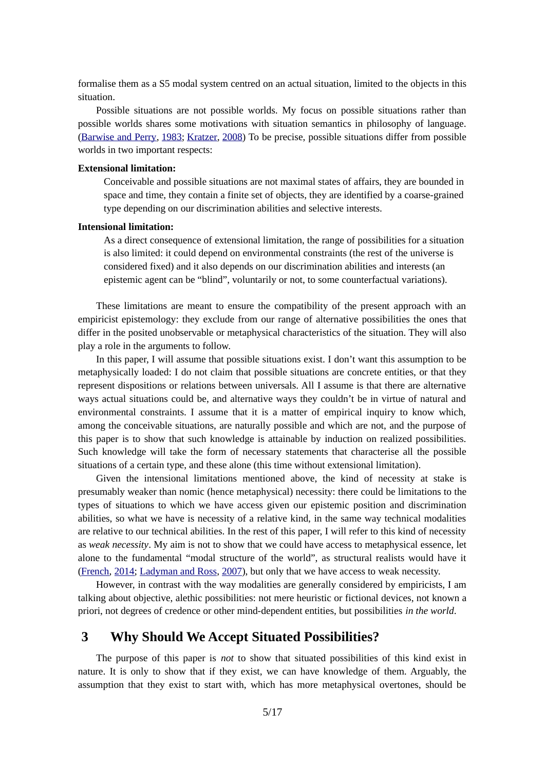formalise them as a S5 modal system centred on an actual situation, limited to the objects in this situation.

Possible situations are not possible worlds. My focus on possible situations rather than possible worlds shares some motivations with situation semantics in philosophy of language. (Barwise and Perry, 1983; Kratzer, 2008) To be precise, possible situations differ from possible worlds in two important respects:

**Extensional limitation:**

> Conceivable and possible situations are not maximal states of affairs, they are bounded in space and time, they contain a finite set of objects, they are identified by a coarse-grained type depending on our discrimination abilities and selective interests.

**Intensional limitation:**

> As a direct consequence of extensional limitation, the range of possibilities for a situation is also limited: it could depend on environmental constraints (the rest of the universe is considered fixed) and it also depends on our discrimination abilities and interests (an epistemic agent can be "blind", voluntarily or not, to some counterfactual variations).

These limitations are meant to ensure the compatibility of the present approach with an empiricist epistemology: they exclude from our range of alternative possibilities the ones that differ in the posited unobservable or metaphysical characteristics of the situation. They will also play a role in the arguments to follow.

In this paper, I will assume that possible situations exist. I don't want this assumption to be metaphysically loaded: I do not claim that possible situations are concrete entities, or that they represent dispositions or relations between universals. All I assume is that there are alternative ways actual situations could be, and alternative ways they couldn't be in virtue of natural and environmental constraints. I assume that it is a matter of empirical inquiry to know which, among the conceivable situations, are naturally possible and which are not, and the purpose of this paper is to show that such knowledge is attainable by induction on realized possibilities. Such knowledge will take the form of necessary statements that characterise all the possible situations of a certain type, and these alone (this time without extensional limitation).

Given the intensional limitations mentioned above, the kind of necessity at stake is presumably weaker than nomic (hence metaphysical) necessity: there could be limitations to the types of situations to which we have access given our epistemic position and discrimination abilities, so what we have is necessity of a relative kind, in the same way technical modalities are relative to our technical abilities. In the rest of this paper, I will refer to this kind of necessity as *weak necessity*. My aim is not to show that we could have access to metaphysical essence, let alone to the fundamental "modal structure of the world", as structural realists would have it (French, 2014; Ladyman and Ross, 2007), but only that we have access to weak necessity.

However, in contrast with the way modalities are generally considered by empiricists, I am talking about objective, alethic possibilities: not mere heuristic or fictional devices, not known a priori, not degrees of credence or other mind-dependent entities, but possibilities *in the world*.

## 3 Why Should We Accept Situated Possibilities?

The purpose of this paper is *not* to show that situated possibilities of this kind exist in nature. It is only to show that if they exist, we can have knowledge of them. Arguably, the assumption that they exist to start with, which has more metaphysical overtones, should be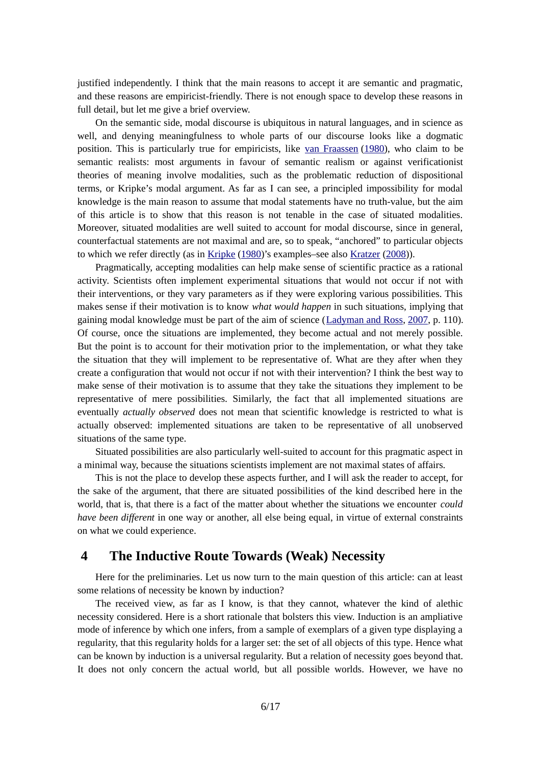justified independently. I think that the main reasons to accept it are semantic and pragmatic, and these reasons are empiricist-friendly. There is not enough space to develop these reasons in full detail, but let me give a brief overview.

On the semantic side, modal discourse is ubiquitous in natural languages, and in science as well, and denying meaningfulness to whole parts of our discourse looks like a dogmatic position. This is particularly true for empiricists, like van Fraassen (1980), who claim to be semantic realists: most arguments in favour of semantic realism or against verificationist theories of meaning involve modalities, such as the problematic reduction of dispositional terms, or Kripke's modal argument. As far as I can see, a principled impossibility for modal knowledge is the main reason to assume that modal statements have no truth-value, but the aim of this article is to show that this reason is not tenable in the case of situated modalities. Moreover, situated modalities are well suited to account for modal discourse, since in general, counterfactual statements are not maximal and are, so to speak, "anchored" to particular objects to which we refer directly (as in Kripke (1980)'s examples–see also Kratzer (2008)).

Pragmatically, accepting modalities can help make sense of scientific practice as a rational activity. Scientists often implement experimental situations that would not occur if not with their interventions, or they vary parameters as if they were exploring various possibilities. This makes sense if their motivation is to know *what would happen* in such situations, implying that gaining modal knowledge must be part of the aim of science (Ladyman and Ross, 2007, p. 110). Of course, once the situations are implemented, they become actual and not merely possible. But the point is to account for their motivation prior to the implementation, or what they take the situation that they will implement to be representative of. What are they after when they create a configuration that would not occur if not with their intervention? I think the best way to make sense of their motivation is to assume that they take the situations they implement to be representative of mere possibilities. Similarly, the fact that all implemented situations are eventually *actually observed* does not mean that scientific knowledge is restricted to what is actually observed: implemented situations are taken to be representative of all unobserved situations of the same type.

Situated possibilities are also particularly well-suited to account for this pragmatic aspect in a minimal way, because the situations scientists implement are not maximal states of affairs.

This is not the place to develop these aspects further, and I will ask the reader to accept, for the sake of the argument, that there are situated possibilities of the kind described here in the world, that is, that there is a fact of the matter about whether the situations we encounter *could have been different* in one way or another, all else being equal, in virtue of external constraints on what we could experience.

## 4 The Inductive Route Towards (Weak) Necessity

Here for the preliminaries. Let us now turn to the main question of this article: can at least some relations of necessity be known by induction?

The received view, as far as I know, is that they cannot, whatever the kind of alethic necessity considered. Here is a short rationale that bolsters this view. Induction is an ampliative mode of inference by which one infers, from a sample of exemplars of a given type displaying a regularity, that this regularity holds for a larger set: the set of all objects of this type. Hence what can be known by induction is a universal regularity. But a relation of necessity goes beyond that. It does not only concern the actual world, but all possible worlds. However, we have no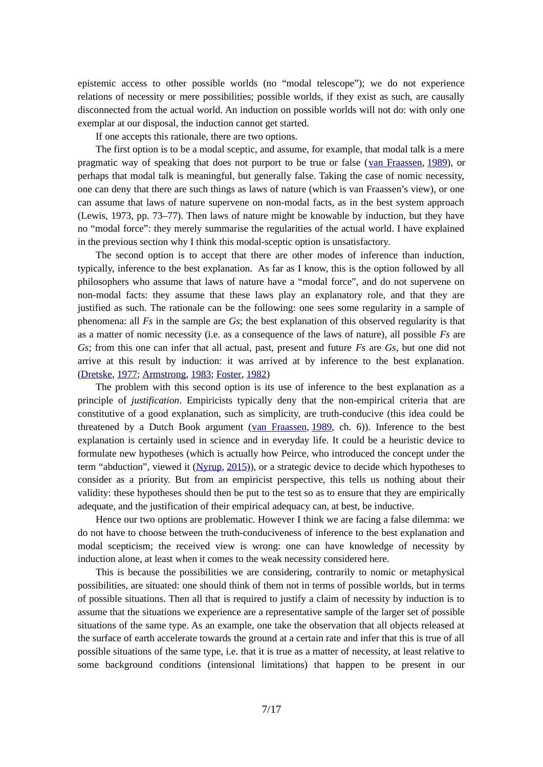epistemic access to other possible worlds (no "modal telescope"); we do not experience relations of necessity or mere possibilities; possible worlds, if they exist as such, are causally disconnected from the actual world. An induction on possible worlds will not do: with only one exemplar at our disposal, the induction cannot get started.

If one accepts this rationale, there are two options.

The first option is to be a modal sceptic, and assume, for example, that modal talk is a mere pragmatic way of speaking that does not purport to be true or false (van Fraassen, 1989), or perhaps that modal talk is meaningful, but generally false. Taking the case of nomic necessity, one can deny that there are such things as laws of nature (which is van Fraassen's view), or one can assume that laws of nature supervene on non-modal facts, as in the best system approach (Lewis, 1973, pp. 73–77). Then laws of nature might be knowable by induction, but they have no "modal force": they merely summarise the regularities of the actual world. I have explained in the previous section why I think this modal-sceptic option is unsatisfactory.

The second option is to accept that there are other modes of inference than induction, typically, inference to the best explanation. As far as I know, this is the option followed by all philosophers who assume that laws of nature have a "modal force", and do not supervene on non-modal facts: they assume that these laws play an explanatory role, and that they are justified as such. The rationale can be the following: one sees some regularity in a sample of phenomena: all *Fs* in the sample are *Gs*; the best explanation of this observed regularity is that as a matter of nomic necessity (i.e. as a consequence of the laws of nature), all possible *Fs* are *Gs*; from this one can infer that all actual, past, present and future *Fs* are *Gs*, but one did not arrive at this result by induction: it was arrived at by inference to the best explanation. (Dretske, 1977; Armstrong, 1983; Foster, 1982)

The problem with this second option is its use of inference to the best explanation as a principle of *justification*. Empiricists typically deny that the non-empirical criteria that are constitutive of a good explanation, such as simplicity, are truth-conducive (this idea could be threatened by a Dutch Book argument (van Fraassen, 1989, ch. 6)). Inference to the best explanation is certainly used in science and in everyday life. It could be a heuristic device to formulate new hypotheses (which is actually how Peirce, who introduced the concept under the term "abduction", viewed it (Nyrup, 2015)), or a strategic device to decide which hypotheses to consider as a priority. But from an empiricist perspective, this tells us nothing about their validity: these hypotheses should then be put to the test so as to ensure that they are empirically adequate, and the justification of their empirical adequacy can, at best, be inductive.

Hence our two options are problematic. However I think we are facing a false dilemma: we do not have to choose between the truth-conduciveness of inference to the best explanation and modal scepticism; the received view is wrong: one can have knowledge of necessity by induction alone, at least when it comes to the weak necessity considered here.

This is because the possibilities we are considering, contrarily to nomic or metaphysical possibilities, are situated: one should think of them not in terms of possible worlds, but in terms of possible situations. Then all that is required to justify a claim of necessity by induction is to assume that the situations we experience are a representative sample of the larger set of possible situations of the same type. As an example, one take the observation that all objects released at the surface of earth accelerate towards the ground at a certain rate and infer that this is true of all possible situations of the same type, i.e. that it is true as a matter of necessity, at least relative to some background conditions (intensional limitations) that happen to be present in our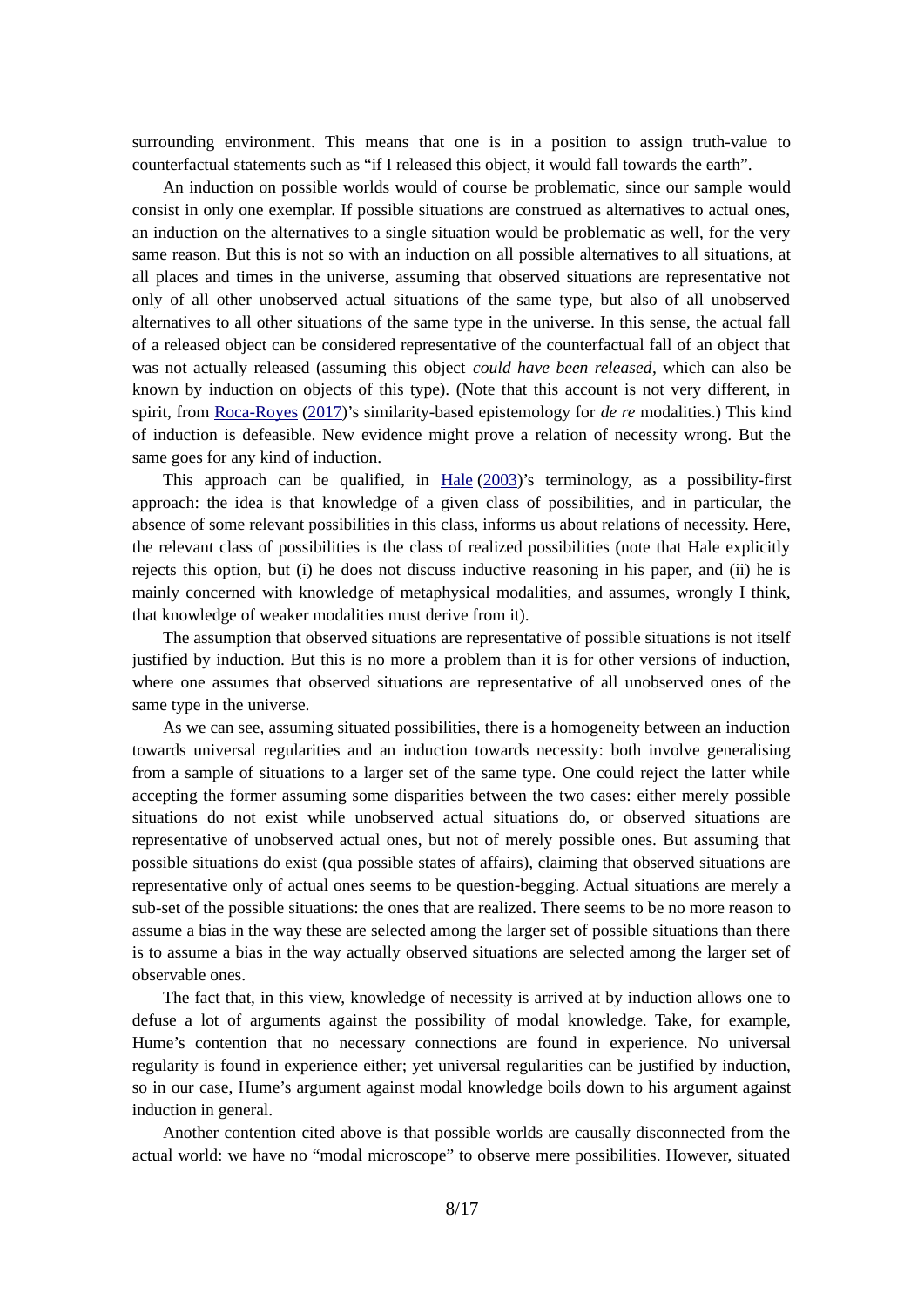surrounding environment. This means that one is in a position to assign truth-value to counterfactual statements such as "if I released this object, it would fall towards the earth".

An induction on possible worlds would of course be problematic, since our sample would consist in only one exemplar. If possible situations are construed as alternatives to actual ones, an induction on the alternatives to a single situation would be problematic as well, for the very same reason. But this is not so with an induction on all possible alternatives to all situations, at all places and times in the universe, assuming that observed situations are representative not only of all other unobserved actual situations of the same type, but also of all unobserved alternatives to all other situations of the same type in the universe. In this sense, the actual fall of a released object can be considered representative of the counterfactual fall of an object that was not actually released (assuming this object *could have been released*, which can also be known by induction on objects of this type). (Note that this account is not very different, in spirit, from Roca-Royes (2017)'s similarity-based epistemology for *de re* modalities.) This kind of induction is defeasible. New evidence might prove a relation of necessity wrong. But the same goes for any kind of induction.

This approach can be qualified, in Hale (2003)'s terminology, as a possibility-first approach: the idea is that knowledge of a given class of possibilities, and in particular, the absence of some relevant possibilities in this class, informs us about relations of necessity. Here, the relevant class of possibilities is the class of realized possibilities (note that Hale explicitly rejects this option, but (i) he does not discuss inductive reasoning in his paper, and (ii) he is mainly concerned with knowledge of metaphysical modalities, and assumes, wrongly I think, that knowledge of weaker modalities must derive from it).

The assumption that observed situations are representative of possible situations is not itself justified by induction. But this is no more a problem than it is for other versions of induction, where one assumes that observed situations are representative of all unobserved ones of the same type in the universe.

As we can see, assuming situated possibilities, there is a homogeneity between an induction towards universal regularities and an induction towards necessity: both involve generalising from a sample of situations to a larger set of the same type. One could reject the latter while accepting the former assuming some disparities between the two cases: either merely possible situations do not exist while unobserved actual situations do, or observed situations are representative of unobserved actual ones, but not of merely possible ones. But assuming that possible situations do exist (qua possible states of affairs), claiming that observed situations are representative only of actual ones seems to be question-begging. Actual situations are merely a sub-set of the possible situations: the ones that are realized. There seems to be no more reason to assume a bias in the way these are selected among the larger set of possible situations than there is to assume a bias in the way actually observed situations are selected among the larger set of observable ones.

The fact that, in this view, knowledge of necessity is arrived at by induction allows one to defuse a lot of arguments against the possibility of modal knowledge. Take, for example, Hume's contention that no necessary connections are found in experience. No universal regularity is found in experience either; yet universal regularities can be justified by induction, so in our case, Hume's argument against modal knowledge boils down to his argument against induction in general.

Another contention cited above is that possible worlds are causally disconnected from the actual world: we have no "modal microscope" to observe mere possibilities. However, situated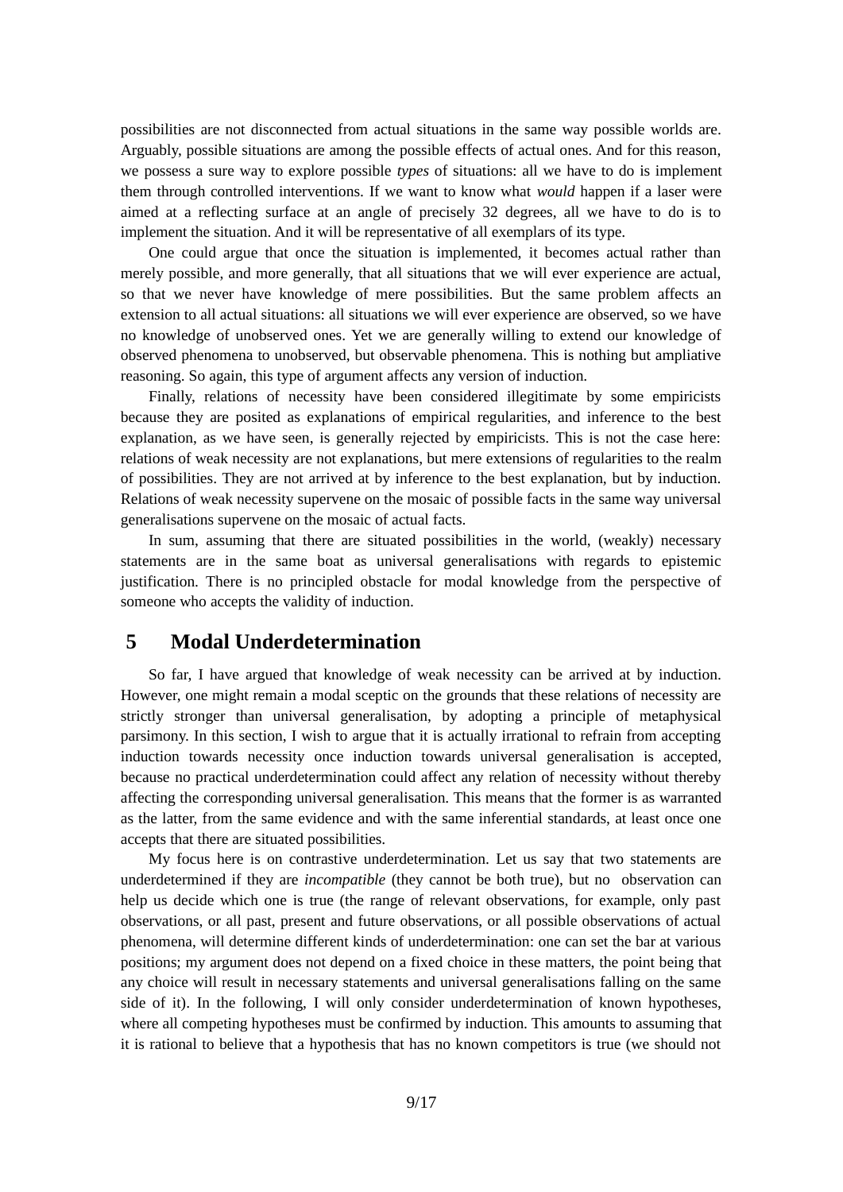possibilities are not disconnected from actual situations in the same way possible worlds are. Arguably, possible situations are among the possible effects of actual ones. And for this reason, we possess a sure way to explore possible *types* of situations: all we have to do is implement them through controlled interventions. If we want to know what *would* happen if a laser were aimed at a reflecting surface at an angle of precisely 32 degrees, all we have to do is to implement the situation. And it will be representative of all exemplars of its type.

One could argue that once the situation is implemented, it becomes actual rather than merely possible, and more generally, that all situations that we will ever experience are actual, so that we never have knowledge of mere possibilities. But the same problem affects an extension to all actual situations: all situations we will ever experience are observed, so we have no knowledge of unobserved ones. Yet we are generally willing to extend our knowledge of observed phenomena to unobserved, but observable phenomena. This is nothing but ampliative reasoning. So again, this type of argument affects any version of induction.

Finally, relations of necessity have been considered illegitimate by some empiricists because they are posited as explanations of empirical regularities, and inference to the best explanation, as we have seen, is generally rejected by empiricists. This is not the case here: relations of weak necessity are not explanations, but mere extensions of regularities to the realm of possibilities. They are not arrived at by inference to the best explanation, but by induction. Relations of weak necessity supervene on the mosaic of possible facts in the same way universal generalisations supervene on the mosaic of actual facts.

In sum, assuming that there are situated possibilities in the world, (weakly) necessary statements are in the same boat as universal generalisations with regards to epistemic justification. There is no principled obstacle for modal knowledge from the perspective of someone who accepts the validity of induction.

## 5 Modal Underdetermination

So far, I have argued that knowledge of weak necessity can be arrived at by induction. However, one might remain a modal sceptic on the grounds that these relations of necessity are strictly stronger than universal generalisation, by adopting a principle of metaphysical parsimony. In this section, I wish to argue that it is actually irrational to refrain from accepting induction towards necessity once induction towards universal generalisation is accepted, because no practical underdetermination could affect any relation of necessity without thereby affecting the corresponding universal generalisation. This means that the former is as warranted as the latter, from the same evidence and with the same inferential standards, at least once one accepts that there are situated possibilities.

My focus here is on contrastive underdetermination. Let us say that two statements are underdetermined if they are *incompatible* (they cannot be both true), but no observation can help us decide which one is true (the range of relevant observations, for example, only past observations, or all past, present and future observations, or all possible observations of actual phenomena, will determine different kinds of underdetermination: one can set the bar at various positions; my argument does not depend on a fixed choice in these matters, the point being that any choice will result in necessary statements and universal generalisations falling on the same side of it). In the following, I will only consider underdetermination of known hypotheses, where all competing hypotheses must be confirmed by induction. This amounts to assuming that it is rational to believe that a hypothesis that has no known competitors is true (we should not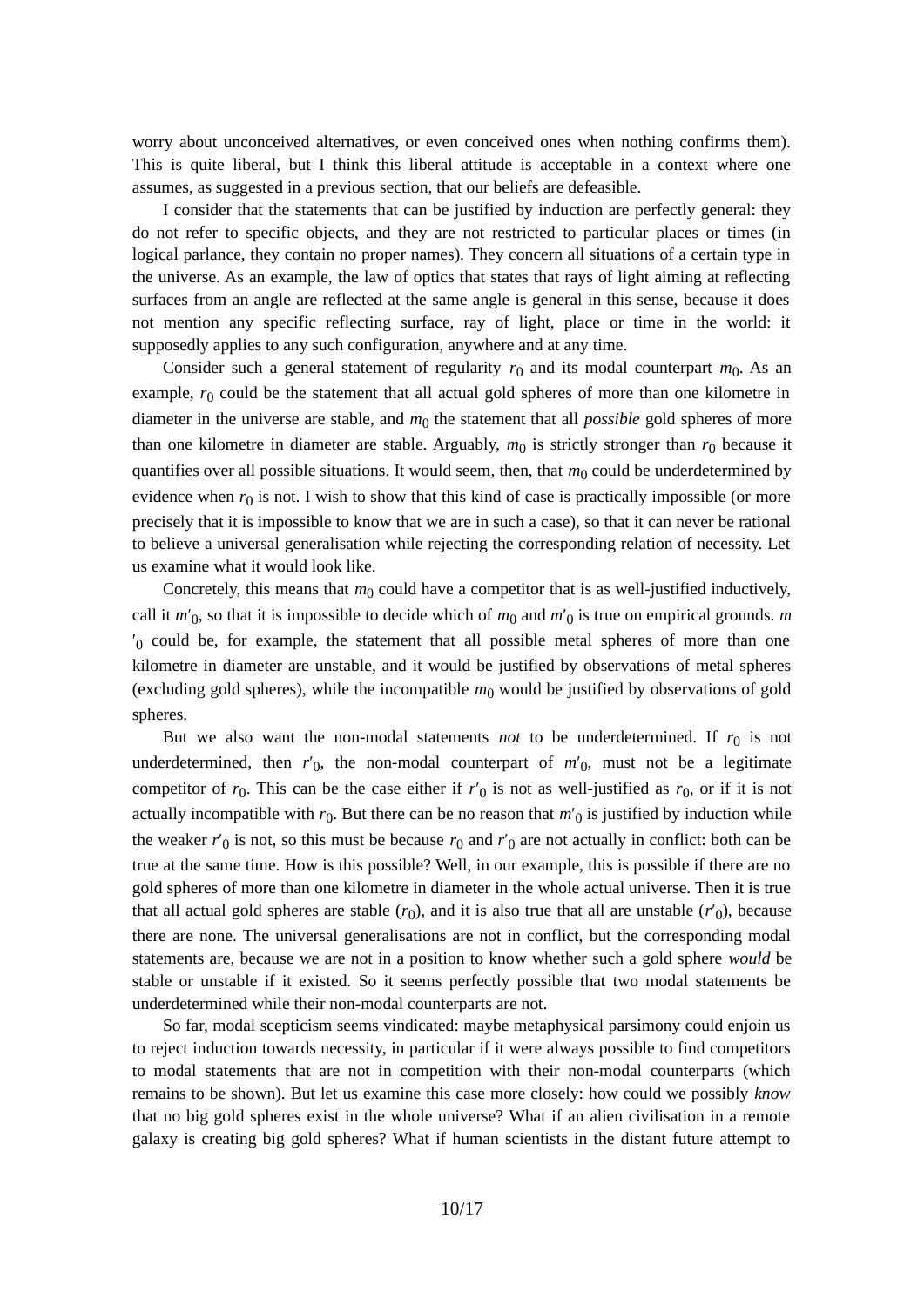worry about unconceived alternatives, or even conceived ones when nothing confirms them). This is quite liberal, but I think this liberal attitude is acceptable in a context where one assumes, as suggested in a previous section, that our beliefs are defeasible.

I consider that the statements that can be justified by induction are perfectly general: they do not refer to specific objects, and they are not restricted to particular places or times (in logical parlance, they contain no proper names). They concern all situations of a certain type in the universe. As an example, the law of optics that states that rays of light aiming at reflecting surfaces from an angle are reflected at the same angle is general in this sense, because it does not mention any specific reflecting surface, ray of light, place or time in the world: it supposedly applies to any such configuration, anywhere and at any time.

Consider such a general statement of regularity $r_0$ and its modal counterpart $m_0$. As an example, $r_0$ could be the statement that all actual gold spheres of more than one kilometre in diameter in the universe are stable, and $m_0$ the statement that all *possible* gold spheres of more than one kilometre in diameter are stable. Arguably, $m_0$ is strictly stronger than $r_0$ because it quantifies over all possible situations. It would seem, then, that $m_0$ could be underdetermined by evidence when $r_0$ is not. I wish to show that this kind of case is practically impossible (or more precisely that it is impossible to know that we are in such a case), so that it can never be rational to believe a universal generalisation while rejecting the corresponding relation of necessity. Let us examine what it would look like.

Concretely, this means that $m_0$ could have a competitor that is as well-justified inductively, call it $m'_0$, so that it is impossible to decide which of $m_0$ and $m'_0$ is true on empirical grounds. $m'_0$ could be, for example, the statement that all possible metal spheres of more than one kilometre in diameter are unstable, and it would be justified by observations of metal spheres (excluding gold spheres), while the incompatible $m_0$ would be justified by observations of gold spheres.

But we also want the non-modal statements *not* to be underdetermined. If $r_0$ is not underdetermined, then $r'_0$, the non-modal counterpart of $m'_0$, must not be a legitimate competitor of $r_0$. This can be the case either if $r'_0$ is not as well-justified as $r_0$, or if it is not actually incompatible with $r_0$. But there can be no reason that $m'_0$ is justified by induction while the weaker $r'_0$ is not, so this must be because $r_0$ and $r'_0$ are not actually in conflict: both can be true at the same time. How is this possible? Well, in our example, this is possible if there are no gold spheres of more than one kilometre in diameter in the whole actual universe. Then it is true that all actual gold spheres are stable ($r_0$), and it is also true that all are unstable ($r'_0$), because there are none. The universal generalisations are not in conflict, but the corresponding modal statements are, because we are not in a position to know whether such a gold sphere *would* be stable or unstable if it existed. So it seems perfectly possible that two modal statements be underdetermined while their non-modal counterparts are not.

So far, modal scepticism seems vindicated: maybe metaphysical parsimony could enjoin us to reject induction towards necessity, in particular if it were always possible to find competitors to modal statements that are not in competition with their non-modal counterparts (which remains to be shown). But let us examine this case more closely: how could we possibly *know* that no big gold spheres exist in the whole universe? What if an alien civilisation in a remote galaxy is creating big gold spheres? What if human scientists in the distant future attempt to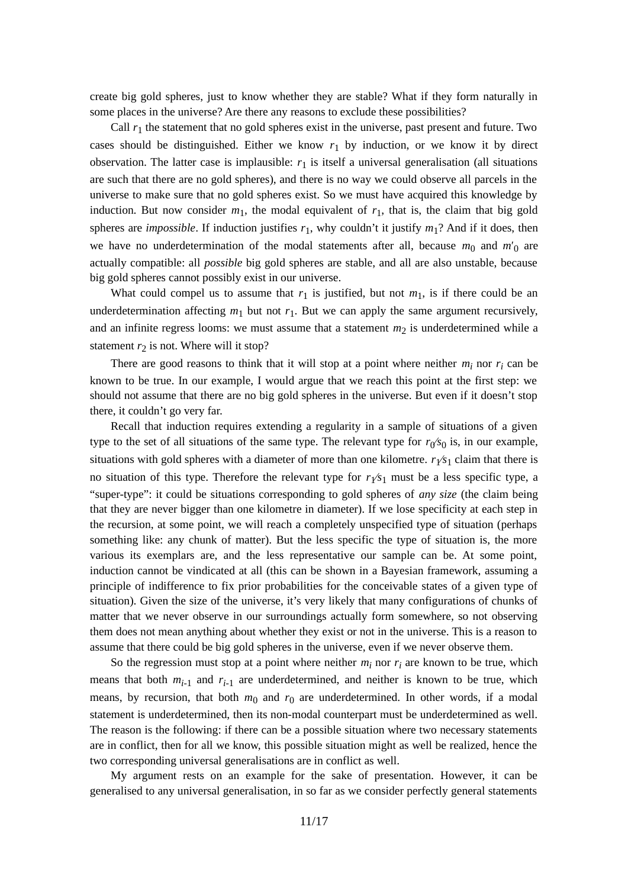create big gold spheres, just to know whether they are stable? What if they form naturally in some places in the universe? Are there any reasons to exclude these possibilities?

Call $r_1$ the statement that no gold spheres exist in the universe, past present and future. Two cases should be distinguished. Either we know $r_1$ by induction, or we know it by direct observation. The latter case is implausible: $r_1$ is itself a universal generalisation (all situations are such that there are no gold spheres), and there is no way we could observe all parcels in the universe to make sure that no gold spheres exist. So we must have acquired this knowledge by induction. But now consider $m_1$, the modal equivalent of $r_1$, that is, the claim that big gold spheres are *impossible*. If induction justifies $r_1$, why couldn't it justify $m_1$? And if it does, then we have no underdetermination of the modal statements after all, because $m_0$ and $m'_0$ are actually compatible: all *possible* big gold spheres are stable, and all are also unstable, because big gold spheres cannot possibly exist in our universe.

What could compel us to assume that $r_1$ is justified, but not $m_1$, is if there could be an underdetermination affecting $m_1$ but not $r_1$. But we can apply the same argument recursively, and an infinite regress looms: we must assume that a statement $m_2$ is underdetermined while a statement $r_2$ is not. Where will it stop?

There are good reasons to think that it will stop at a point where neither $m_i$ nor $r_i$ can be known to be true. In our example, I would argue that we reach this point at the first step: we should not assume that there are no big gold spheres in the universe. But even if it doesn't stop there, it couldn't go very far.

Recall that induction requires extending a regularity in a sample of situations of a given type to the set of all situations of the same type. The relevant type for $r_0/s_0$ is, in our example, situations with gold spheres with a diameter of more than one kilometre. $r_1/s_1$ claim that there is no situation of this type. Therefore the relevant type for $r_1/s_1$ must be a less specific type, a "super-type": it could be situations corresponding to gold spheres of *any size* (the claim being that they are never bigger than one kilometre in diameter). If we lose specificity at each step in the recursion, at some point, we will reach a completely unspecified type of situation (perhaps something like: any chunk of matter). But the less specific the type of situation is, the more various its exemplars are, and the less representative our sample can be. At some point, induction cannot be vindicated at all (this can be shown in a Bayesian framework, assuming a principle of indifference to fix prior probabilities for the conceivable states of a given type of situation). Given the size of the universe, it's very likely that many configurations of chunks of matter that we never observe in our surroundings actually form somewhere, so not observing them does not mean anything about whether they exist or not in the universe. This is a reason to assume that there could be big gold spheres in the universe, even if we never observe them.

So the regression must stop at a point where neither $m_i$ nor $r_i$ are known to be true, which means that both $m_{i-1}$ and $r_{i-1}$ are underdetermined, and neither is known to be true, which means, by recursion, that both $m_0$ and $r_0$ are underdetermined. In other words, if a modal statement is underdetermined, then its non-modal counterpart must be underdetermined as well. The reason is the following: if there can be a possible situation where two necessary statements are in conflict, then for all we know, this possible situation might as well be realized, hence the two corresponding universal generalisations are in conflict as well.

My argument rests on an example for the sake of presentation. However, it can be generalised to any universal generalisation, in so far as we consider perfectly general statements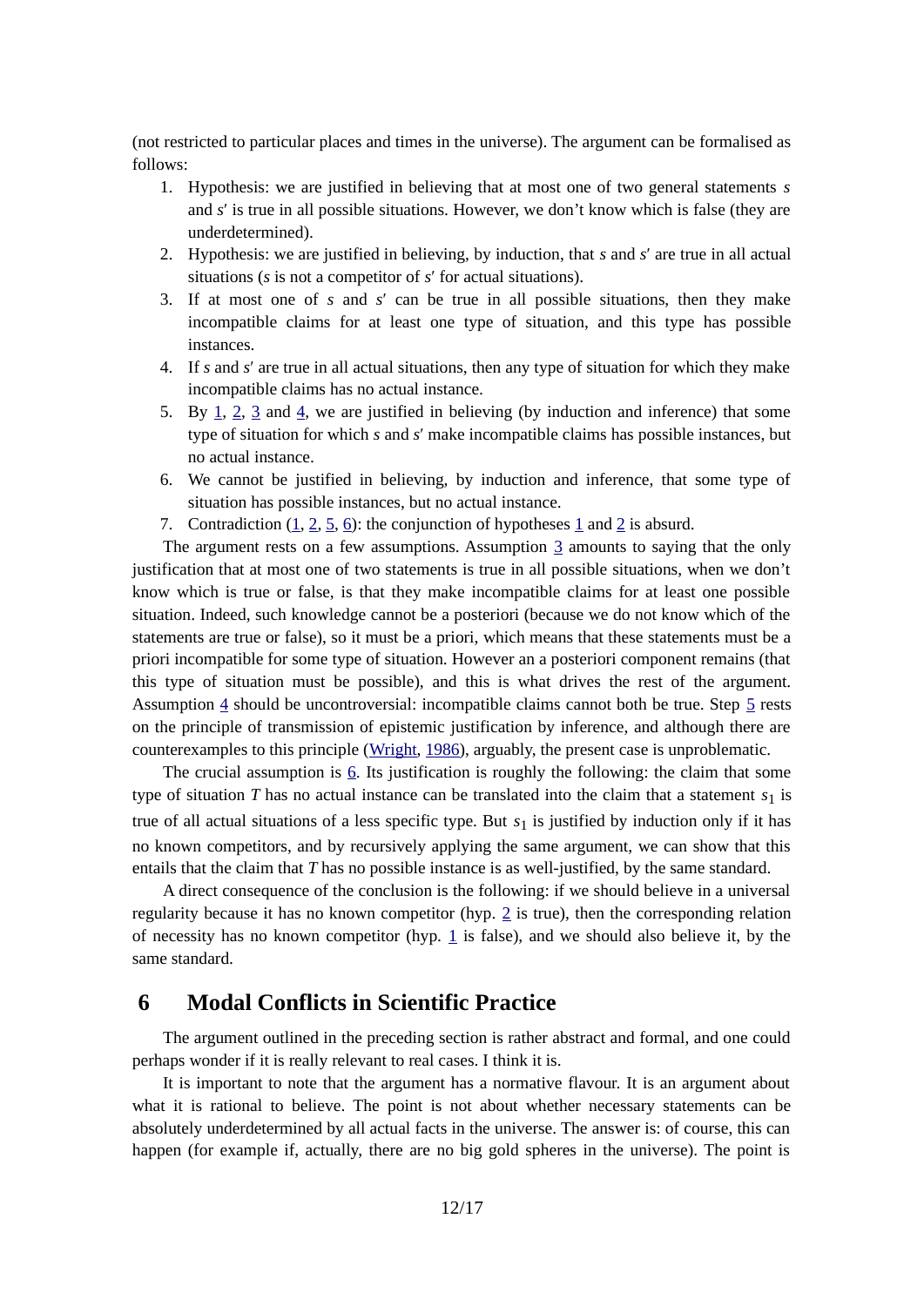(not restricted to particular places and times in the universe). The argument can be formalised as follows:

1. Hypothesis: we are justified in believing that at most one of two general statements *s* and *s*′ is true in all possible situations. However, we don't know which is false (they are underdetermined).
2. Hypothesis: we are justified in believing, by induction, that *s* and *s*′ are true in all actual situations (*s* is not a competitor of *s*′ for actual situations).
3. If at most one of *s* and *s*′ can be true in all possible situations, then they make incompatible claims for at least one type of situation, and this type has possible instances.
4. If *s* and *s*′ are true in all actual situations, then any type of situation for which they make incompatible claims has no actual instance.
5. By 1, 2, 3 and 4, we are justified in believing (by induction and inference) that some type of situation for which *s* and *s*′ make incompatible claims has possible instances, but no actual instance.
6. We cannot be justified in believing, by induction and inference, that some type of situation has possible instances, but no actual instance.
7. Contradiction (1, 2, 5, 6): the conjunction of hypotheses 1 and 2 is absurd.

The argument rests on a few assumptions. Assumption 3 amounts to saying that the only justification that at most one of two statements is true in all possible situations, when we don't know which is true or false, is that they make incompatible claims for at least one possible situation. Indeed, such knowledge cannot be a posteriori (because we do not know which of the statements are true or false), so it must be a priori, which means that these statements must be a priori incompatible for some type of situation. However an a posteriori component remains (that this type of situation must be possible), and this is what drives the rest of the argument. Assumption 4 should be uncontroversial: incompatible claims cannot both be true. Step 5 rests on the principle of transmission of epistemic justification by inference, and although there are counterexamples to this principle (Wright, 1986), arguably, the present case is unproblematic.

The crucial assumption is 6. Its justification is roughly the following: the claim that some type of situation *T* has no actual instance can be translated into the claim that a statement $s_1$ is true of all actual situations of a less specific type. But $s_1$ is justified by induction only if it has no known competitors, and by recursively applying the same argument, we can show that this entails that the claim that *T* has no possible instance is as well-justified, by the same standard.

A direct consequence of the conclusion is the following: if we should believe in a universal regularity because it has no known competitor (hyp. 2 is true), then the corresponding relation of necessity has no known competitor (hyp. 1 is false), and we should also believe it, by the same standard.

## 6 Modal Conflicts in Scientific Practice

The argument outlined in the preceding section is rather abstract and formal, and one could perhaps wonder if it is really relevant to real cases. I think it is.

It is important to note that the argument has a normative flavour. It is an argument about what it is rational to believe. The point is not about whether necessary statements can be absolutely underdetermined by all actual facts in the universe. The answer is: of course, this can happen (for example if, actually, there are no big gold spheres in the universe). The point is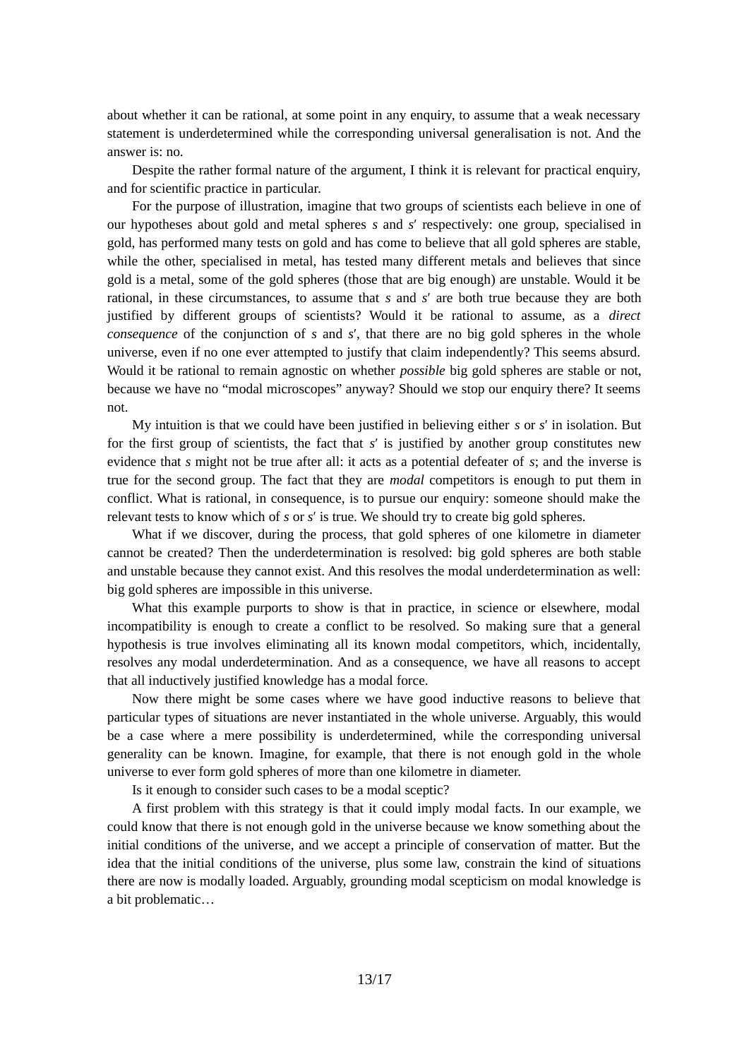about whether it can be rational, at some point in any enquiry, to assume that a weak necessary statement is underdetermined while the corresponding universal generalisation is not. And the answer is: no.

Despite the rather formal nature of the argument, I think it is relevant for practical enquiry, and for scientific practice in particular.

For the purpose of illustration, imagine that two groups of scientists each believe in one of our hypotheses about gold and metal spheres *s* and *s*′ respectively: one group, specialised in gold, has performed many tests on gold and has come to believe that all gold spheres are stable, while the other, specialised in metal, has tested many different metals and believes that since gold is a metal, some of the gold spheres (those that are big enough) are unstable. Would it be rational, in these circumstances, to assume that *s* and *s*′ are both true because they are both justified by different groups of scientists? Would it be rational to assume, as a *direct consequence* of the conjunction of *s* and *s*′, that there are no big gold spheres in the whole universe, even if no one ever attempted to justify that claim independently? This seems absurd. Would it be rational to remain agnostic on whether *possible* big gold spheres are stable or not, because we have no "modal microscopes" anyway? Should we stop our enquiry there? It seems not.

My intuition is that we could have been justified in believing either *s* or *s*′ in isolation. But for the first group of scientists, the fact that *s*′ is justified by another group constitutes new evidence that *s* might not be true after all: it acts as a potential defeater of *s*; and the inverse is true for the second group. The fact that they are *modal* competitors is enough to put them in conflict. What is rational, in consequence, is to pursue our enquiry: someone should make the relevant tests to know which of *s* or *s*′ is true. We should try to create big gold spheres.

What if we discover, during the process, that gold spheres of one kilometre in diameter cannot be created? Then the underdetermination is resolved: big gold spheres are both stable and unstable because they cannot exist. And this resolves the modal underdetermination as well: big gold spheres are impossible in this universe.

What this example purports to show is that in practice, in science or elsewhere, modal incompatibility is enough to create a conflict to be resolved. So making sure that a general hypothesis is true involves eliminating all its known modal competitors, which, incidentally, resolves any modal underdetermination. And as a consequence, we have all reasons to accept that all inductively justified knowledge has a modal force.

Now there might be some cases where we have good inductive reasons to believe that particular types of situations are never instantiated in the whole universe. Arguably, this would be a case where a mere possibility is underdetermined, while the corresponding universal generality can be known. Imagine, for example, that there is not enough gold in the whole universe to ever form gold spheres of more than one kilometre in diameter.

Is it enough to consider such cases to be a modal sceptic?

A first problem with this strategy is that it could imply modal facts. In our example, we could know that there is not enough gold in the universe because we know something about the initial conditions of the universe, and we accept a principle of conservation of matter. But the idea that the initial conditions of the universe, plus some law, constrain the kind of situations there are now is modally loaded. Arguably, grounding modal scepticism on modal knowledge is a bit problematic…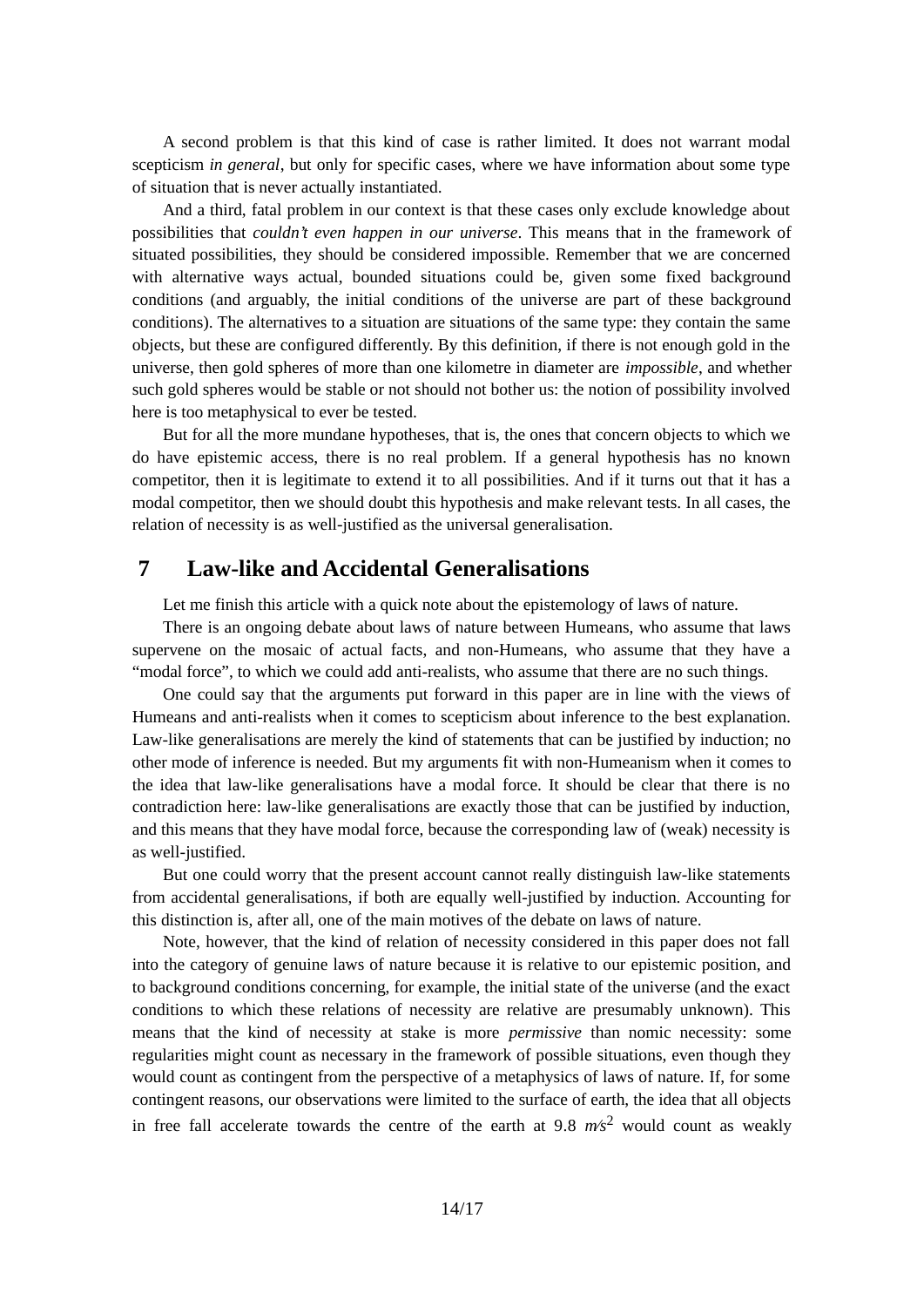A second problem is that this kind of case is rather limited. It does not warrant modal scepticism *in general*, but only for specific cases, where we have information about some type of situation that is never actually instantiated.

And a third, fatal problem in our context is that these cases only exclude knowledge about possibilities that *couldn't even happen in our universe*. This means that in the framework of situated possibilities, they should be considered impossible. Remember that we are concerned with alternative ways actual, bounded situations could be, given some fixed background conditions (and arguably, the initial conditions of the universe are part of these background conditions). The alternatives to a situation are situations of the same type: they contain the same objects, but these are configured differently. By this definition, if there is not enough gold in the universe, then gold spheres of more than one kilometre in diameter are *impossible*, and whether such gold spheres would be stable or not should not bother us: the notion of possibility involved here is too metaphysical to ever be tested.

But for all the more mundane hypotheses, that is, the ones that concern objects to which we do have epistemic access, there is no real problem. If a general hypothesis has no known competitor, then it is legitimate to extend it to all possibilities. And if it turns out that it has a modal competitor, then we should doubt this hypothesis and make relevant tests. In all cases, the relation of necessity is as well-justified as the universal generalisation.

## 7 Law-like and Accidental Generalisations

Let me finish this article with a quick note about the epistemology of laws of nature.

There is an ongoing debate about laws of nature between Humeans, who assume that laws supervene on the mosaic of actual facts, and non-Humeans, who assume that they have a "modal force", to which we could add anti-realists, who assume that there are no such things.

One could say that the arguments put forward in this paper are in line with the views of Humeans and anti-realists when it comes to scepticism about inference to the best explanation. Law-like generalisations are merely the kind of statements that can be justified by induction; no other mode of inference is needed. But my arguments fit with non-Humeanism when it comes to the idea that law-like generalisations have a modal force. It should be clear that there is no contradiction here: law-like generalisations are exactly those that can be justified by induction, and this means that they have modal force, because the corresponding law of (weak) necessity is as well-justified.

But one could worry that the present account cannot really distinguish law-like statements from accidental generalisations, if both are equally well-justified by induction. Accounting for this distinction is, after all, one of the main motives of the debate on laws of nature.

Note, however, that the kind of relation of necessity considered in this paper does not fall into the category of genuine laws of nature because it is relative to our epistemic position, and to background conditions concerning, for example, the initial state of the universe (and the exact conditions to which these relations of necessity are relative are presumably unknown). This means that the kind of necessity at stake is more *permissive* than nomic necessity: some regularities might count as necessary in the framework of possible situations, even though they would count as contingent from the perspective of a metaphysics of laws of nature. If, for some contingent reasons, our observations were limited to the surface of earth, the idea that all objects in free fall accelerate towards the centre of the earth at 9.8 $m/s^2$ would count as weakly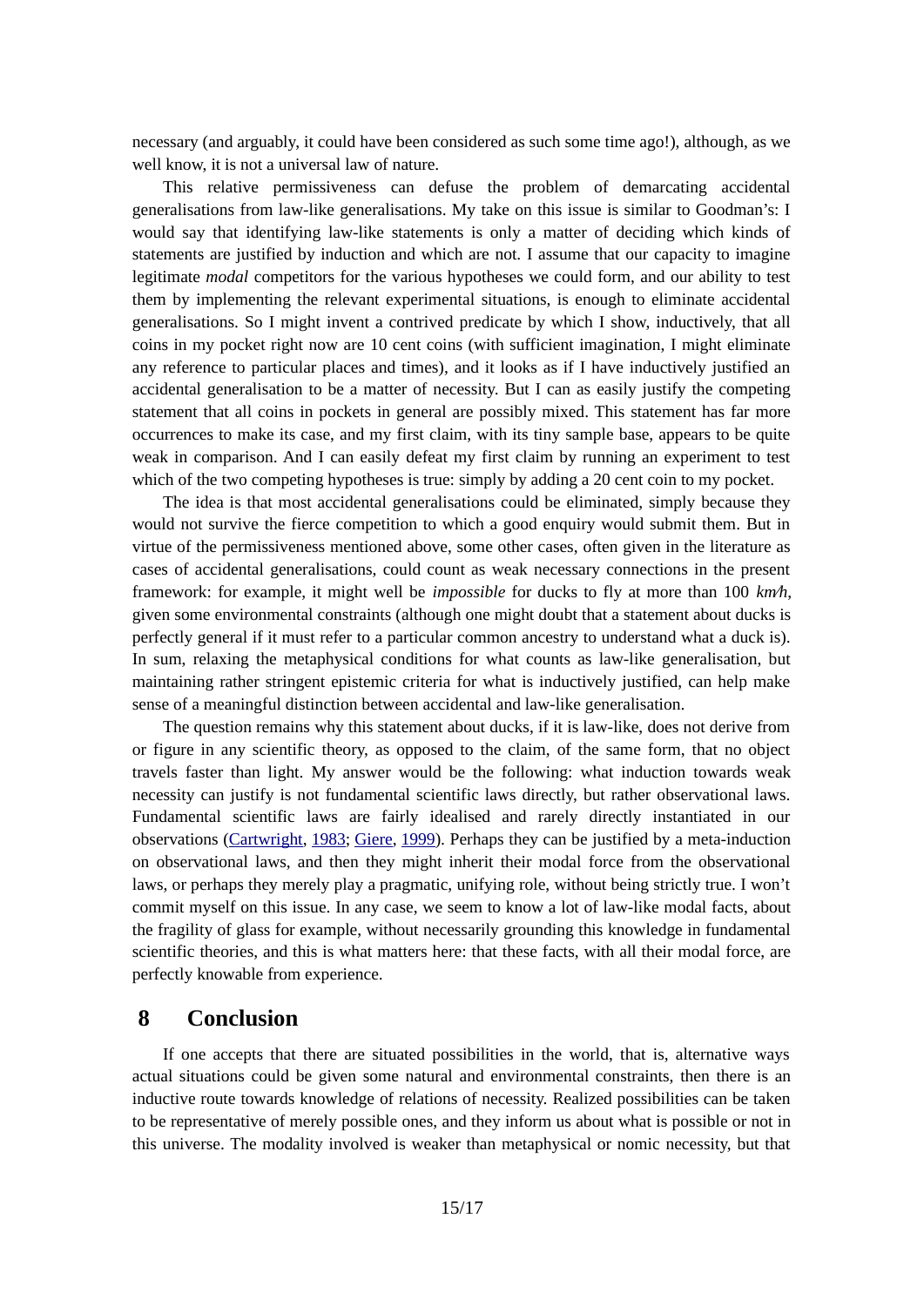necessary (and arguably, it could have been considered as such some time ago!), although, as we well know, it is not a universal law of nature.

This relative permissiveness can defuse the problem of demarcating accidental generalisations from law-like generalisations. My take on this issue is similar to Goodman's: I would say that identifying law-like statements is only a matter of deciding which kinds of statements are justified by induction and which are not. I assume that our capacity to imagine legitimate *modal* competitors for the various hypotheses we could form, and our ability to test them by implementing the relevant experimental situations, is enough to eliminate accidental generalisations. So I might invent a contrived predicate by which I show, inductively, that all coins in my pocket right now are 10 cent coins (with sufficient imagination, I might eliminate any reference to particular places and times), and it looks as if I have inductively justified an accidental generalisation to be a matter of necessity. But I can as easily justify the competing statement that all coins in pockets in general are possibly mixed. This statement has far more occurrences to make its case, and my first claim, with its tiny sample base, appears to be quite weak in comparison. And I can easily defeat my first claim by running an experiment to test which of the two competing hypotheses is true: simply by adding a 20 cent coin to my pocket.

The idea is that most accidental generalisations could be eliminated, simply because they would not survive the fierce competition to which a good enquiry would submit them. But in virtue of the permissiveness mentioned above, some other cases, often given in the literature as cases of accidental generalisations, could count as weak necessary connections in the present framework: for example, it might well be *impossible* for ducks to fly at more than 100 *km/h*, given some environmental constraints (although one might doubt that a statement about ducks is perfectly general if it must refer to a particular common ancestry to understand what a duck is). In sum, relaxing the metaphysical conditions for what counts as law-like generalisation, but maintaining rather stringent epistemic criteria for what is inductively justified, can help make sense of a meaningful distinction between accidental and law-like generalisation.

The question remains why this statement about ducks, if it is law-like, does not derive from or figure in any scientific theory, as opposed to the claim, of the same form, that no object travels faster than light. My answer would be the following: what induction towards weak necessity can justify is not fundamental scientific laws directly, but rather observational laws. Fundamental scientific laws are fairly idealised and rarely directly instantiated in our observations (Cartwright, 1983; Giere, 1999). Perhaps they can be justified by a meta-induction on observational laws, and then they might inherit their modal force from the observational laws, or perhaps they merely play a pragmatic, unifying role, without being strictly true. I won't commit myself on this issue. In any case, we seem to know a lot of law-like modal facts, about the fragility of glass for example, without necessarily grounding this knowledge in fundamental scientific theories, and this is what matters here: that these facts, with all their modal force, are perfectly knowable from experience.

## 8 Conclusion

If one accepts that there are situated possibilities in the world, that is, alternative ways actual situations could be given some natural and environmental constraints, then there is an inductive route towards knowledge of relations of necessity. Realized possibilities can be taken to be representative of merely possible ones, and they inform us about what is possible or not in this universe. The modality involved is weaker than metaphysical or nomic necessity, but that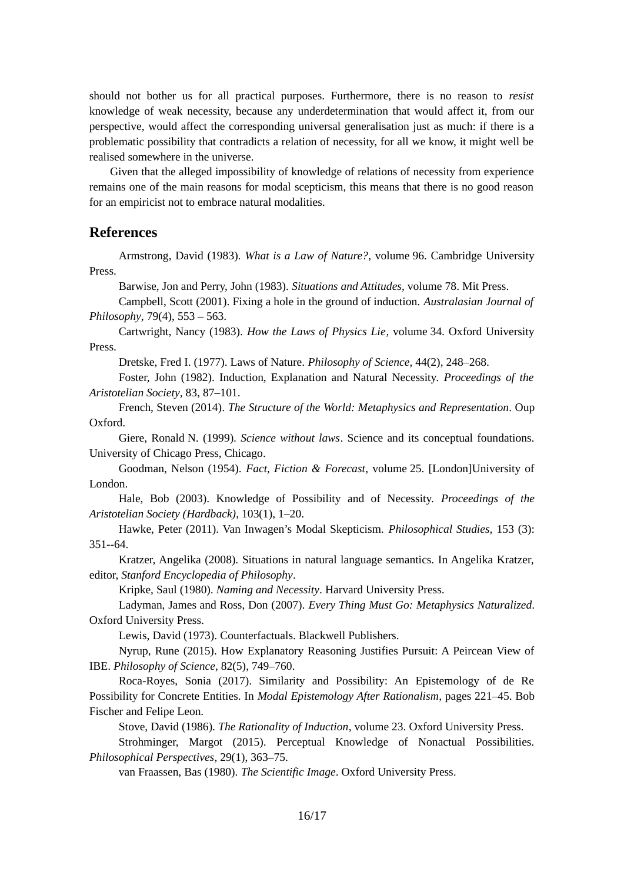should not bother us for all practical purposes. Furthermore, there is no reason to *resist* knowledge of weak necessity, because any underdetermination that would affect it, from our perspective, would affect the corresponding universal generalisation just as much: if there is a problematic possibility that contradicts a relation of necessity, for all we know, it might well be realised somewhere in the universe.

Given that the alleged impossibility of knowledge of relations of necessity from experience remains one of the main reasons for modal scepticism, this means that there is no good reason for an empiricist not to embrace natural modalities.

## References

Armstrong, David (1983). *What is a Law of Nature?*, volume 96. Cambridge University Press.

Barwise, Jon and Perry, John (1983). *Situations and Attitudes*, volume 78. Mit Press.

Campbell, Scott (2001). Fixing a hole in the ground of induction. *Australasian Journal of Philosophy*, 79(4), 553 – 563.

Cartwright, Nancy (1983). *How the Laws of Physics Lie*, volume 34. Oxford University Press.

Dretske, Fred I. (1977). Laws of Nature. *Philosophy of Science*, 44(2), 248–268.

Foster, John (1982). Induction, Explanation and Natural Necessity. *Proceedings of the Aristotelian Society*, 83, 87–101.

French, Steven (2014). *The Structure of the World: Metaphysics and Representation*. Oup Oxford.

Giere, Ronald N. (1999). *Science without laws*. Science and its conceptual foundations. University of Chicago Press, Chicago.

Goodman, Nelson (1954). *Fact, Fiction & Forecast*, volume 25. [London]University of London.

Hale, Bob (2003). Knowledge of Possibility and of Necessity. *Proceedings of the Aristotelian Society (Hardback)*, 103(1), 1–20.

Hawke, Peter (2011). Van Inwagen's Modal Skepticism. *Philosophical Studies*, 153 (3): 351--64.

Kratzer, Angelika (2008). Situations in natural language semantics. In Angelika Kratzer, editor, *Stanford Encyclopedia of Philosophy*.

Kripke, Saul (1980). *Naming and Necessity*. Harvard University Press.

Ladyman, James and Ross, Don (2007). *Every Thing Must Go: Metaphysics Naturalized*. Oxford University Press.

Lewis, David (1973). Counterfactuals. Blackwell Publishers.

Nyrup, Rune (2015). How Explanatory Reasoning Justifies Pursuit: A Peircean View of IBE. *Philosophy of Science*, 82(5), 749–760.

Roca-Royes, Sonia (2017). Similarity and Possibility: An Epistemology of de Re Possibility for Concrete Entities. In *Modal Epistemology After Rationalism*, pages 221–45. Bob Fischer and Felipe Leon.

Stove, David (1986). *The Rationality of Induction*, volume 23. Oxford University Press.

Strohminger, Margot (2015). Perceptual Knowledge of Nonactual Possibilities. *Philosophical Perspectives*, 29(1), 363–75.

van Fraassen, Bas (1980). *The Scientific Image*. Oxford University Press.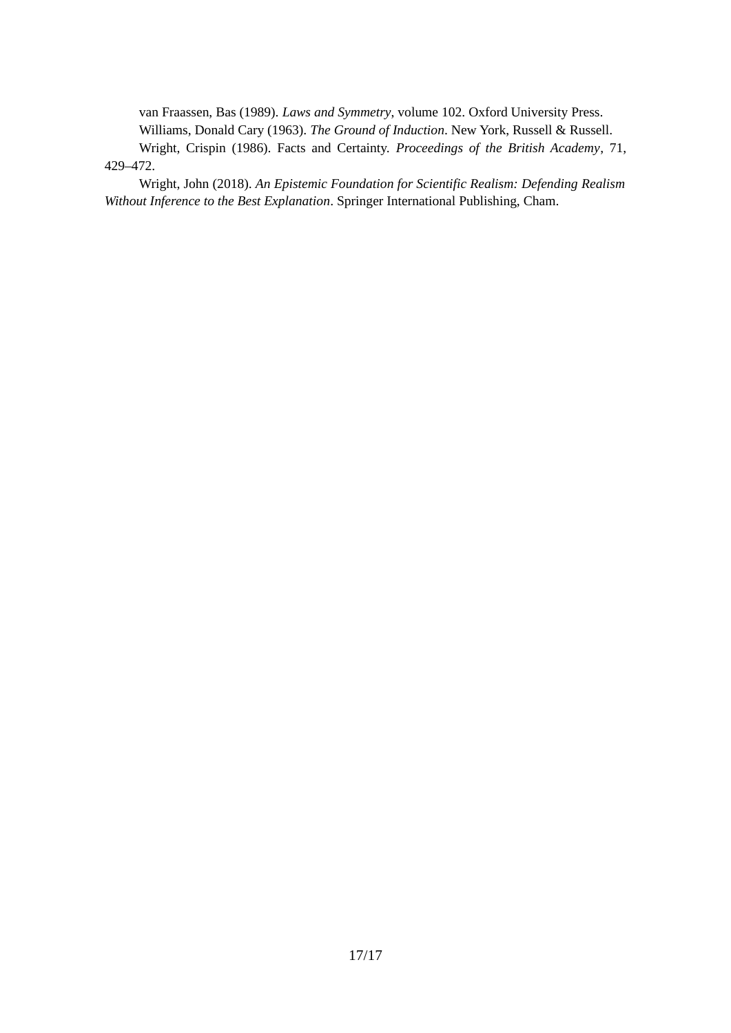van Fraassen, Bas (1989). *Laws and Symmetry*, volume 102. Oxford University Press.

Williams, Donald Cary (1963). *The Ground of Induction*. New York, Russell & Russell.

Wright, Crispin (1986). Facts and Certainty. *Proceedings of the British Academy*, 71, 429–472.

Wright, John (2018). *An Epistemic Foundation for Scientific Realism: Defending Realism Without Inference to the Best Explanation*. Springer International Publishing, Cham.